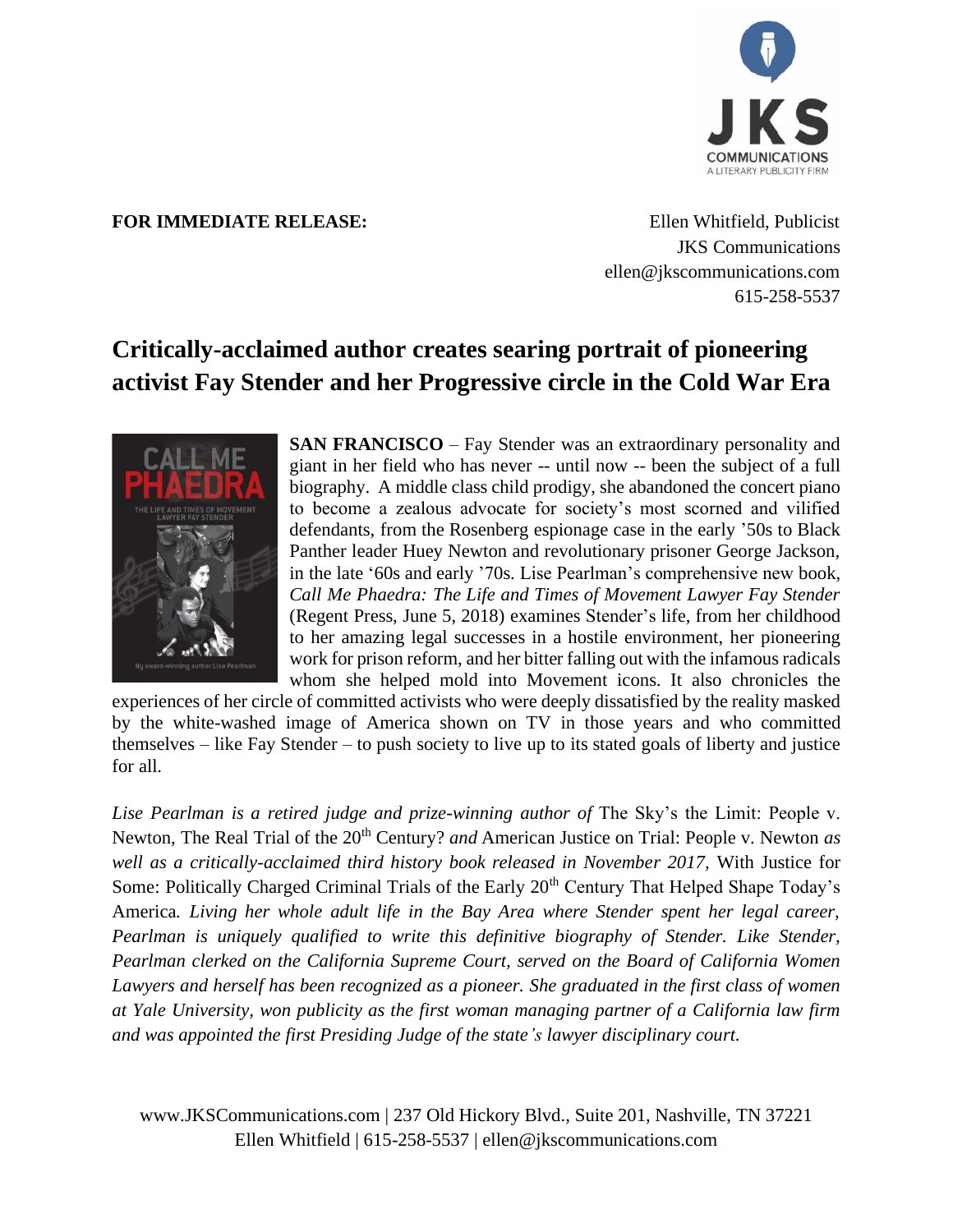**FOR IMMEDIATE RELEASE:**

Ellen Whitfield, Publicist
JKS Communications
ellen@jkscommunications.com
615-258-5537

# Critically-acclaimed author creates searing portrait of pioneering activist Fay Stender and her Progressive circle in the Cold War Era

**SAN FRANCISCO** – Fay Stender was an extraordinary personality and giant in her field who has never -- until now -- been the subject of a full biography. A middle class child prodigy, she abandoned the concert piano to become a zealous advocate for society's most scorned and vilified defendants, from the Rosenberg espionage case in the early '50s to Black Panther leader Huey Newton and revolutionary prisoner George Jackson, in the late '60s and early '70s. Lise Pearlman's comprehensive new book, *Call Me Phaedra: The Life and Times of Movement Lawyer Fay Stender* (Regent Press, June 5, 2018) examines Stender's life, from her childhood to her amazing legal successes in a hostile environment, her pioneering work for prison reform, and her bitter falling out with the infamous radicals whom she helped mold into Movement icons. It also chronicles the experiences of her circle of committed activists who were deeply dissatisfied by the reality masked by the white-washed image of America shown on TV in those years and who committed themselves – like Fay Stender – to push society to live up to its stated goals of liberty and justice for all.

*Lise Pearlman is a retired judge and prize-winning author of* The Sky's the Limit: People v. Newton, The Real Trial of the 20th Century? *and* American Justice on Trial: People v. Newton *as well as a critically-acclaimed third history book released in November 2017,* With Justice for Some: Politically Charged Criminal Trials of the Early 20th Century That Helped Shape Today's America*. Living her whole adult life in the Bay Area where Stender spent her legal career, Pearlman is uniquely qualified to write this definitive biography of Stender. Like Stender, Pearlman clerked on the California Supreme Court, served on the Board of California Women Lawyers and herself has been recognized as a pioneer. She graduated in the first class of women at Yale University, won publicity as the first woman managing partner of a California law firm and was appointed the first Presiding Judge of the state's lawyer disciplinary court.*

www.JKSCommunications.com | 237 Old Hickory Blvd., Suite 201, Nashville, TN 37221
Ellen Whitfield | 615-258-5537 | ellen@jkscommunications.com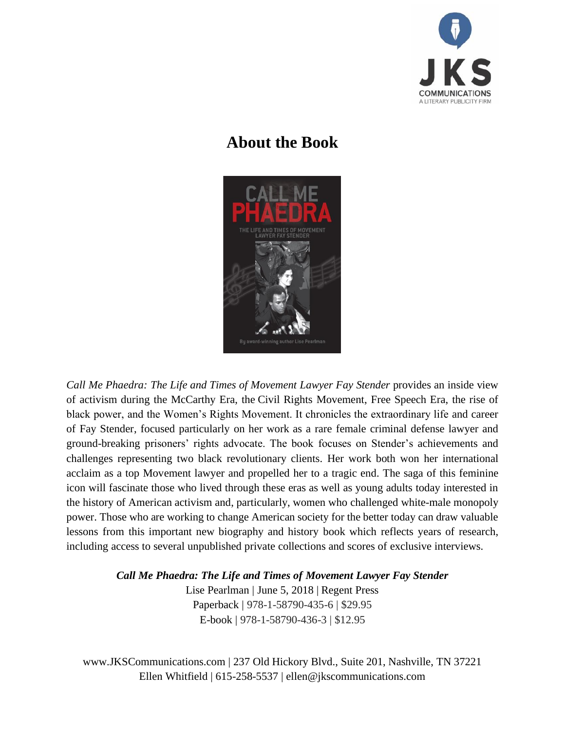JKS COMMUNICATIONS
A LITERARY PUBLICITY FIRM

# About the Book

*Call Me Phaedra: The Life and Times of Movement Lawyer Fay Stender* provides an inside view of activism during the McCarthy Era, the Civil Rights Movement, Free Speech Era, the rise of black power, and the Women's Rights Movement. It chronicles the extraordinary life and career of Fay Stender, focused particularly on her work as a rare female criminal defense lawyer and ground-breaking prisoners' rights advocate. The book focuses on Stender's achievements and challenges representing two black revolutionary clients. Her work both won her international acclaim as a top Movement lawyer and propelled her to a tragic end. The saga of this feminine icon will fascinate those who lived through these eras as well as young adults today interested in the history of American activism and, particularly, women who challenged white-male monopoly power. Those who are working to change American society for the better today can draw valuable lessons from this important new biography and history book which reflects years of research, including access to several unpublished private collections and scores of exclusive interviews.

***Call Me Phaedra: The Life and Times of Movement Lawyer Fay Stender***
Lise Pearlman | June 5, 2018 | Regent Press
Paperback | 978-1-58790-435-6 | $29.95
E-book | 978-1-58790-436-3 | $12.95

www.JKSCommunications.com | 237 Old Hickory Blvd., Suite 201, Nashville, TN 37221
Ellen Whitfield | 615-258-5537 | ellen@jkscommunications.com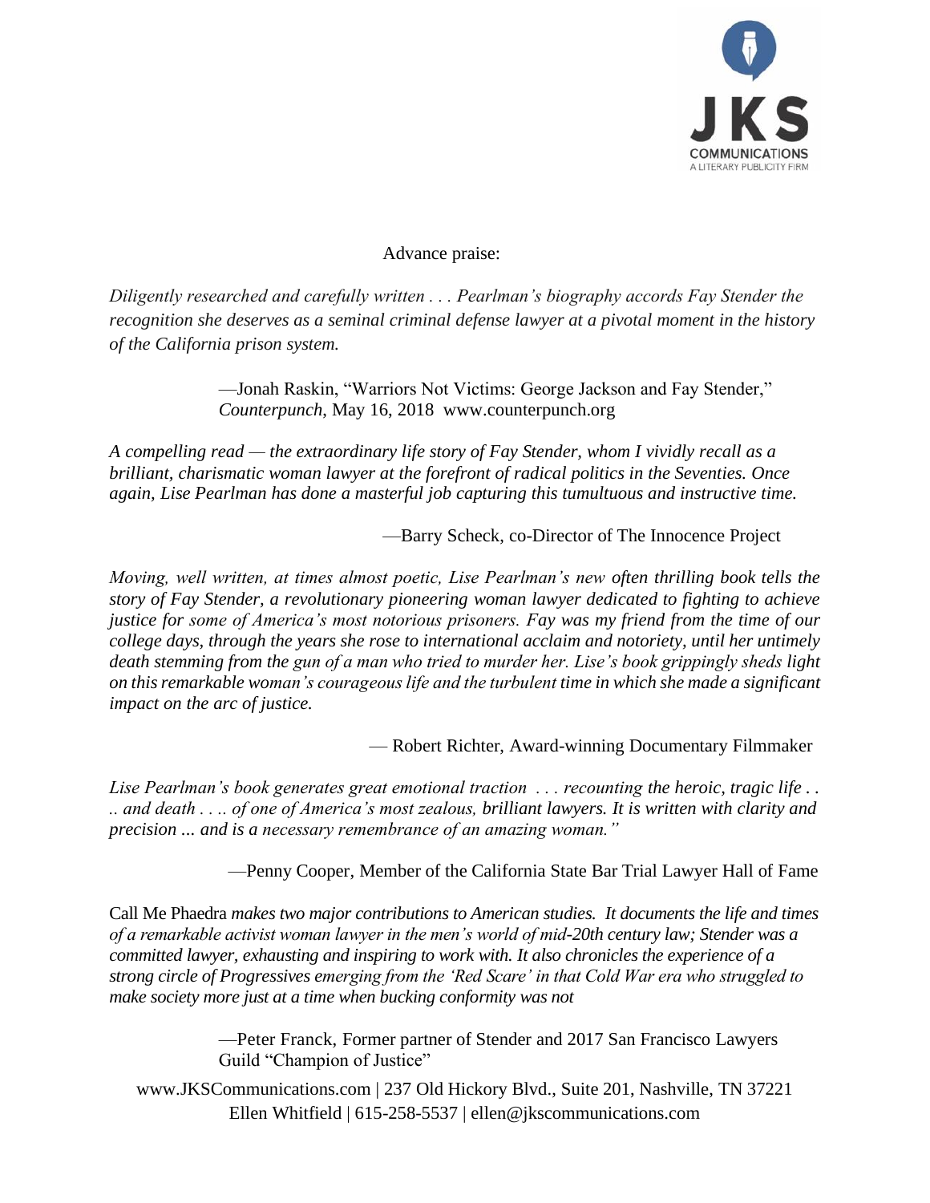Advance praise:

*Diligently researched and carefully written . . . Pearlman's biography accords Fay Stender the recognition she deserves as a seminal criminal defense lawyer at a pivotal moment in the history of the California prison system.*

—Jonah Raskin, "Warriors Not Victims: George Jackson and Fay Stender," *Counterpunch*, May 16, 2018 www.counterpunch.org

*A compelling read — the extraordinary life story of Fay Stender, whom I vividly recall as a brilliant, charismatic woman lawyer at the forefront of radical politics in the Seventies. Once again, Lise Pearlman has done a masterful job capturing this tumultuous and instructive time.*

—Barry Scheck, co-Director of The Innocence Project

*Moving, well written, at times almost poetic, Lise Pearlman's new often thrilling book tells the story of Fay Stender, a revolutionary pioneering woman lawyer dedicated to fighting to achieve justice for some of America's most notorious prisoners. Fay was my friend from the time of our college days, through the years she rose to international acclaim and notoriety, until her untimely death stemming from the gun of a man who tried to murder her. Lise's book grippingly sheds light on this remarkable woman's courageous life and the turbulent time in which she made a significant impact on the arc of justice.*

— Robert Richter, Award-winning Documentary Filmmaker

*Lise Pearlman's book generates great emotional traction . . . recounting the heroic, tragic life . . .. and death . . .. of one of America's most zealous, brilliant lawyers. It is written with clarity and precision ... and is a necessary remembrance of an amazing woman."*

—Penny Cooper, Member of the California State Bar Trial Lawyer Hall of Fame

Call Me Phaedra *makes two major contributions to American studies. It documents the life and times of a remarkable activist woman lawyer in the men's world of mid-20th century law; Stender was a committed lawyer, exhausting and inspiring to work with. It also chronicles the experience of a strong circle of Progressives emerging from the 'Red Scare' in that Cold War era who struggled to make society more just at a time when bucking conformity was not*

—Peter Franck, Former partner of Stender and 2017 San Francisco Lawyers Guild "Champion of Justice"

www.JKSCommunications.com | 237 Old Hickory Blvd., Suite 201, Nashville, TN 37221
Ellen Whitfield | 615-258-5537 | ellen@jkscommunications.com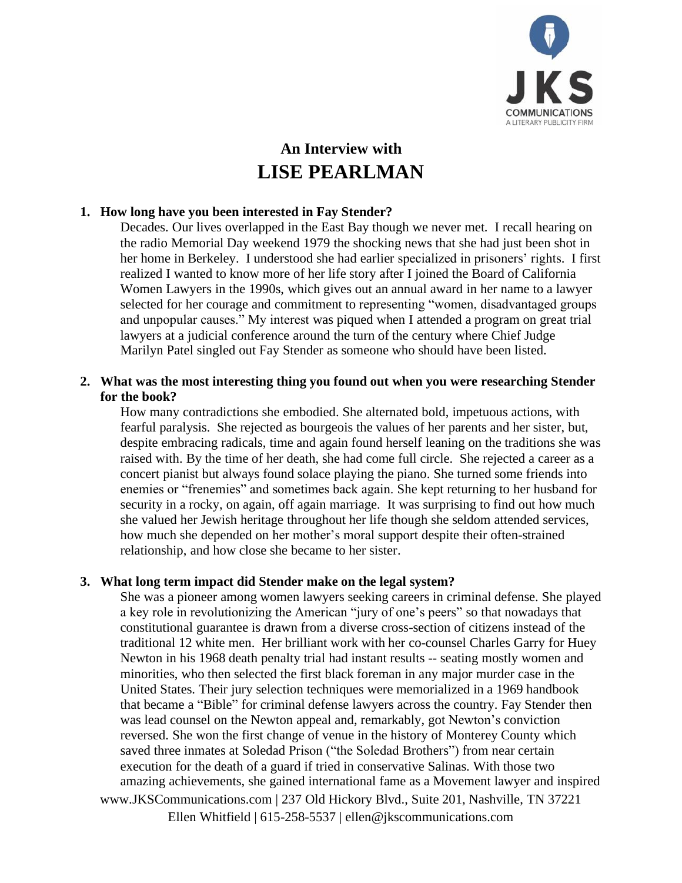# An Interview with
# LISE PEARLMAN

1. **How long have you been interested in Fay Stender?**

   Decades. Our lives overlapped in the East Bay though we never met. I recall hearing on the radio Memorial Day weekend 1979 the shocking news that she had just been shot in her home in Berkeley. I understood she had earlier specialized in prisoners' rights. I first realized I wanted to know more of her life story after I joined the Board of California Women Lawyers in the 1990s, which gives out an annual award in her name to a lawyer selected for her courage and commitment to representing "women, disadvantaged groups and unpopular causes." My interest was piqued when I attended a program on great trial lawyers at a judicial conference around the turn of the century where Chief Judge Marilyn Patel singled out Fay Stender as someone who should have been listed.

2. **What was the most interesting thing you found out when you were researching Stender for the book?**

   How many contradictions she embodied. She alternated bold, impetuous actions, with fearful paralysis. She rejected as bourgeois the values of her parents and her sister, but, despite embracing radicals, time and again found herself leaning on the traditions she was raised with. By the time of her death, she had come full circle. She rejected a career as a concert pianist but always found solace playing the piano. She turned some friends into enemies or "frenemies" and sometimes back again. She kept returning to her husband for security in a rocky, on again, off again marriage. It was surprising to find out how much she valued her Jewish heritage throughout her life though she seldom attended services, how much she depended on her mother's moral support despite their often-strained relationship, and how close she became to her sister.

3. **What long term impact did Stender make on the legal system?**

   She was a pioneer among women lawyers seeking careers in criminal defense. She played a key role in revolutionizing the American "jury of one's peers" so that nowadays that constitutional guarantee is drawn from a diverse cross-section of citizens instead of the traditional 12 white men. Her brilliant work with her co-counsel Charles Garry for Huey Newton in his 1968 death penalty trial had instant results -- seating mostly women and minorities, who then selected the first black foreman in any major murder case in the United States. Their jury selection techniques were memorialized in a 1969 handbook that became a "Bible" for criminal defense lawyers across the country. Fay Stender then was lead counsel on the Newton appeal and, remarkably, got Newton's conviction reversed. She won the first change of venue in the history of Monterey County which saved three inmates at Soledad Prison ("the Soledad Brothers") from near certain execution for the death of a guard if tried in conservative Salinas. With those two amazing achievements, she gained international fame as a Movement lawyer and inspired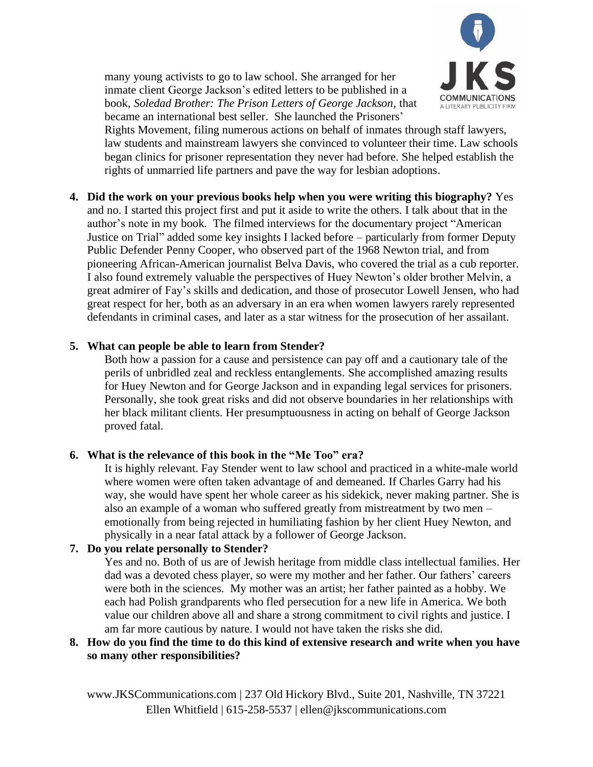many young activists to go to law school. She arranged for her inmate client George Jackson's edited letters to be published in a book, *Soledad Brother: The Prison Letters of George Jackson*, that became an international best seller. She launched the Prisoners' Rights Movement, filing numerous actions on behalf of inmates through staff lawyers, law students and mainstream lawyers she convinced to volunteer their time. Law schools began clinics for prisoner representation they never had before. She helped establish the rights of unmarried life partners and pave the way for lesbian adoptions.

4. **Did the work on your previous books help when you were writing this biography?** Yes and no. I started this project first and put it aside to write the others. I talk about that in the author's note in my book. The filmed interviews for the documentary project "American Justice on Trial" added some key insights I lacked before – particularly from former Deputy Public Defender Penny Cooper, who observed part of the 1968 Newton trial, and from pioneering African-American journalist Belva Davis, who covered the trial as a cub reporter. I also found extremely valuable the perspectives of Huey Newton's older brother Melvin, a great admirer of Fay's skills and dedication, and those of prosecutor Lowell Jensen, who had great respect for her, both as an adversary in an era when women lawyers rarely represented defendants in criminal cases, and later as a star witness for the prosecution of her assailant.

5. **What can people be able to learn from Stender?**

   Both how a passion for a cause and persistence can pay off and a cautionary tale of the perils of unbridled zeal and reckless entanglements. She accomplished amazing results for Huey Newton and for George Jackson and in expanding legal services for prisoners. Personally, she took great risks and did not observe boundaries in her relationships with her black militant clients. Her presumptuousness in acting on behalf of George Jackson proved fatal.

6. **What is the relevance of this book in the "Me Too" era?**

   It is highly relevant. Fay Stender went to law school and practiced in a white-male world where women were often taken advantage of and demeaned. If Charles Garry had his way, she would have spent her whole career as his sidekick, never making partner. She is also an example of a woman who suffered greatly from mistreatment by two men – emotionally from being rejected in humiliating fashion by her client Huey Newton, and physically in a near fatal attack by a follower of George Jackson.

7. **Do you relate personally to Stender?**

   Yes and no. Both of us are of Jewish heritage from middle class intellectual families. Her dad was a devoted chess player, so were my mother and her father. Our fathers' careers were both in the sciences. My mother was an artist; her father painted as a hobby. We each had Polish grandparents who fled persecution for a new life in America. We both value our children above all and share a strong commitment to civil rights and justice. I am far more cautious by nature. I would not have taken the risks she did.

8. **How do you find the time to do this kind of extensive research and write when you have so many other responsibilities?**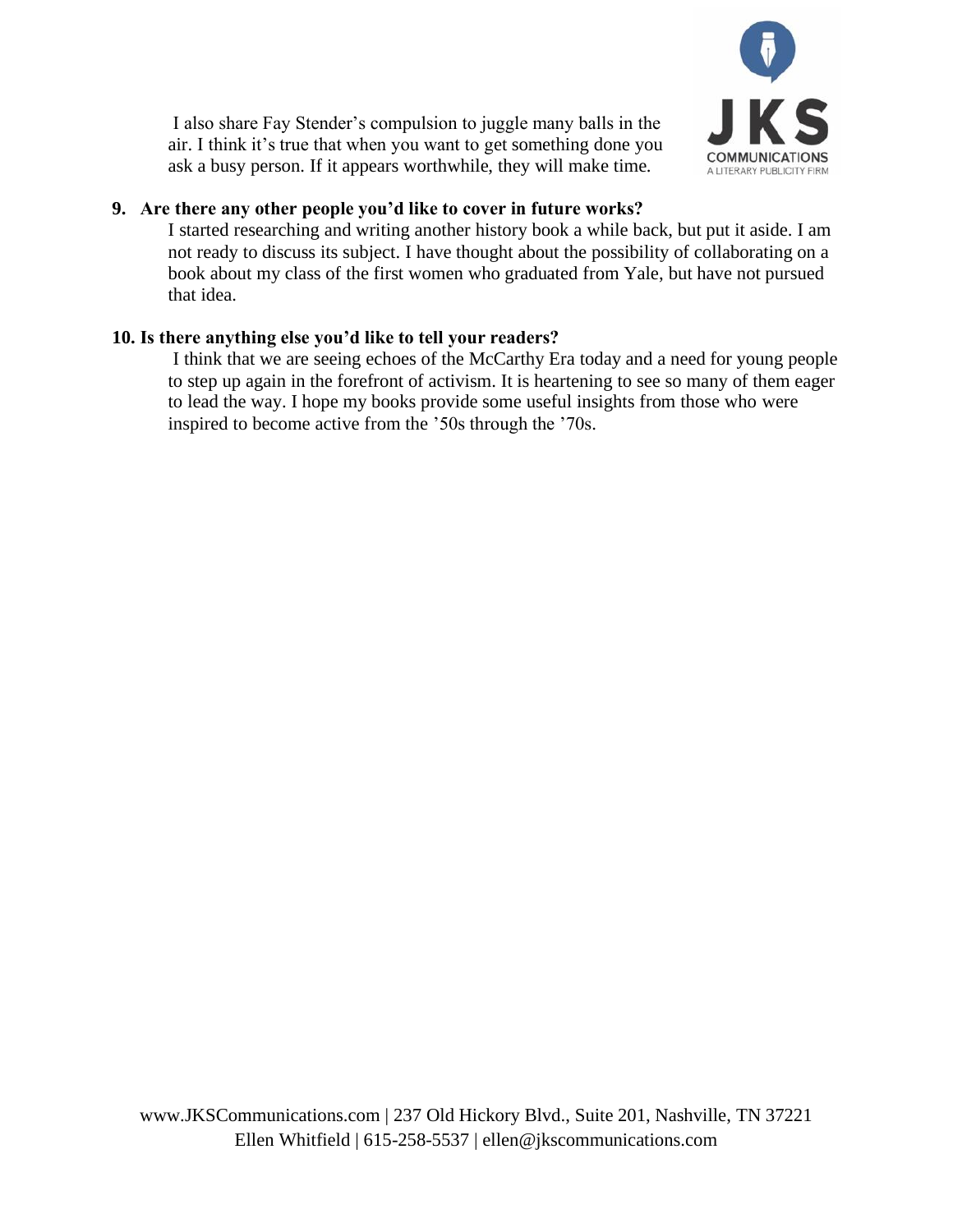I also share Fay Stender's compulsion to juggle many balls in the air. I think it's true that when you want to get something done you ask a busy person. If it appears worthwhile, they will make time.

**9. Are there any other people you'd like to cover in future works?**

I started researching and writing another history book a while back, but put it aside. I am not ready to discuss its subject. I have thought about the possibility of collaborating on a book about my class of the first women who graduated from Yale, but have not pursued that idea.

**10. Is there anything else you'd like to tell your readers?**

I think that we are seeing echoes of the McCarthy Era today and a need for young people to step up again in the forefront of activism. It is heartening to see so many of them eager to lead the way. I hope my books provide some useful insights from those who were inspired to become active from the '50s through the '70s.